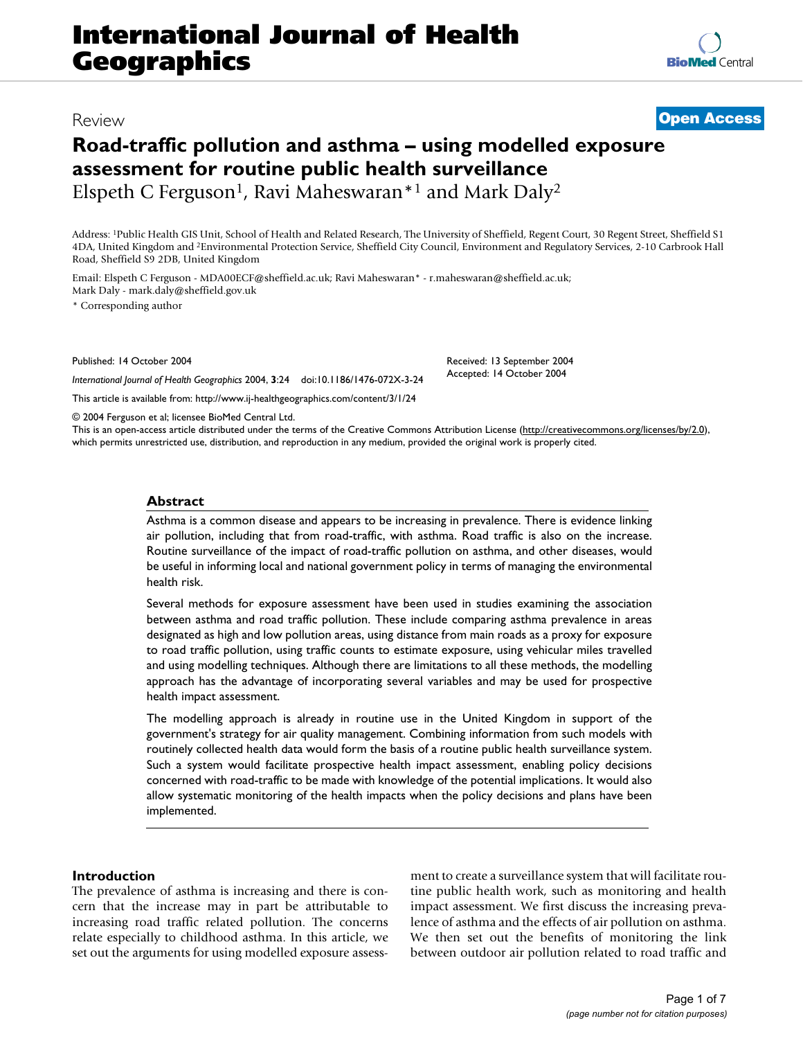# International Journal of Health Geographics

Review

Open Access

# Road-traffic pollution and asthma – using modelled exposure assessment for routine public health surveillance

Elspeth C Ferguson[1], Ravi Maheswaran*[1] and Mark Daly[2]

Address: [1]Public Health GIS Unit, School of Health and Related Research, The University of Sheffield, Regent Court, 30 Regent Street, Sheffield S1 4DA, United Kingdom and [2]Environmental Protection Service, Sheffield City Council, Environment and Regulatory Services, 2-10 Carbrook Hall Road, Sheffield S9 2DB, United Kingdom

Email: Elspeth C Ferguson - MDA00ECF@sheffield.ac.uk; Ravi Maheswaran* - r.maheswaran@sheffield.ac.uk; Mark Daly - mark.daly@sheffield.gov.uk

* Corresponding author

Published: 14 October 2004

*International Journal of Health Geographics* 2004, **3**:24 doi:10.1186/1476-072X-3-24

Received: 13 September 2004
Accepted: 14 October 2004

This article is available from: http://www.ij-healthgeographics.com/content/3/1/24

© 2004 Ferguson et al; licensee BioMed Central Ltd.
This is an open-access article distributed under the terms of the Creative Commons Attribution License (http://creativecommons.org/licenses/by/2.0), which permits unrestricted use, distribution, and reproduction in any medium, provided the original work is properly cited.

## Abstract

Asthma is a common disease and appears to be increasing in prevalence. There is evidence linking air pollution, including that from road-traffic, with asthma. Road traffic is also on the increase. Routine surveillance of the impact of road-traffic pollution on asthma, and other diseases, would be useful in informing local and national government policy in terms of managing the environmental health risk.

Several methods for exposure assessment have been used in studies examining the association between asthma and road traffic pollution. These include comparing asthma prevalence in areas designated as high and low pollution areas, using distance from main roads as a proxy for exposure to road traffic pollution, using traffic counts to estimate exposure, using vehicular miles travelled and using modelling techniques. Although there are limitations to all these methods, the modelling approach has the advantage of incorporating several variables and may be used for prospective health impact assessment.

The modelling approach is already in routine use in the United Kingdom in support of the government's strategy for air quality management. Combining information from such models with routinely collected health data would form the basis of a routine public health surveillance system. Such a system would facilitate prospective health impact assessment, enabling policy decisions concerned with road-traffic to be made with knowledge of the potential implications. It would also allow systematic monitoring of the health impacts when the policy decisions and plans have been implemented.

## Introduction

The prevalence of asthma is increasing and there is concern that the increase may in part be attributable to increasing road traffic related pollution. The concerns relate especially to childhood asthma. In this article, we set out the arguments for using modelled exposure assessment to create a surveillance system that will facilitate routine public health work, such as monitoring and health impact assessment. We first discuss the increasing prevalence of asthma and the effects of air pollution on asthma. We then set out the benefits of monitoring the link between outdoor air pollution related to road traffic and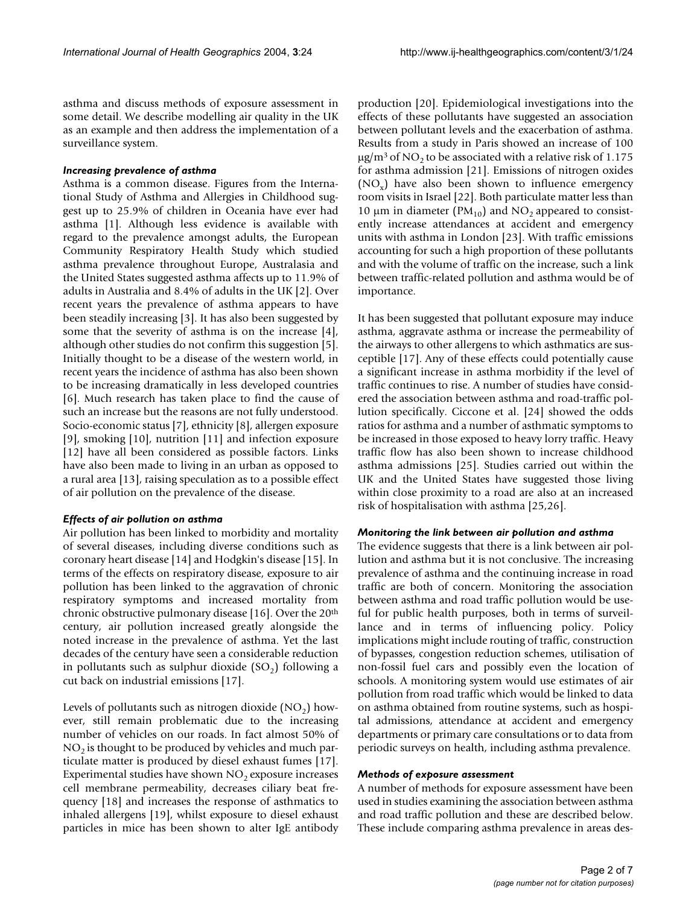asthma and discuss methods of exposure assessment in some detail. We describe modelling air quality in the UK as an example and then address the implementation of a surveillance system.

### *Increasing prevalence of asthma*

Asthma is a common disease. Figures from the International Study of Asthma and Allergies in Childhood suggest up to 25.9% of children in Oceania have ever had asthma [1]. Although less evidence is available with regard to the prevalence amongst adults, the European Community Respiratory Health Study which studied asthma prevalence throughout Europe, Australasia and the United States suggested asthma affects up to 11.9% of adults in Australia and 8.4% of adults in the UK [2]. Over recent years the prevalence of asthma appears to have been steadily increasing [3]. It has also been suggested by some that the severity of asthma is on the increase [4], although other studies do not confirm this suggestion [5]. Initially thought to be a disease of the western world, in recent years the incidence of asthma has also been shown to be increasing dramatically in less developed countries [6]. Much research has taken place to find the cause of such an increase but the reasons are not fully understood. Socio-economic status [7], ethnicity [8], allergen exposure [9], smoking [10], nutrition [11] and infection exposure [12] have all been considered as possible factors. Links have also been made to living in an urban as opposed to a rural area [13], raising speculation as to a possible effect of air pollution on the prevalence of the disease.

### *Effects of air pollution on asthma*

Air pollution has been linked to morbidity and mortality of several diseases, including diverse conditions such as coronary heart disease [14] and Hodgkin's disease [15]. In terms of the effects on respiratory disease, exposure to air pollution has been linked to the aggravation of chronic respiratory symptoms and increased mortality from chronic obstructive pulmonary disease [16]. Over the 20th century, air pollution increased greatly alongside the noted increase in the prevalence of asthma. Yet the last decades of the century have seen a considerable reduction in pollutants such as sulphur dioxide ($SO_2$) following a cut back on industrial emissions [17].

Levels of pollutants such as nitrogen dioxide ($NO_2$) however, still remain problematic due to the increasing number of vehicles on our roads. In fact almost 50% of $NO_2$ is thought to be produced by vehicles and much particulate matter is produced by diesel exhaust fumes [17]. Experimental studies have shown $NO_2$ exposure increases cell membrane permeability, decreases ciliary beat frequency [18] and increases the response of asthmatics to inhaled allergens [19], whilst exposure to diesel exhaust particles in mice has been shown to alter IgE antibody production [20]. Epidemiological investigations into the effects of these pollutants have suggested an association between pollutant levels and the exacerbation of asthma. Results from a study in Paris showed an increase of 100 $\mu g/m^3$ of $NO_2$ to be associated with a relative risk of 1.175 for asthma admission [21]. Emissions of nitrogen oxides ($NO_x$) have also been shown to influence emergency room visits in Israel [22]. Both particulate matter less than 10 μm in diameter ($PM_{10}$) and $NO_2$ appeared to consistently increase attendances at accident and emergency units with asthma in London [23]. With traffic emissions accounting for such a high proportion of these pollutants and with the volume of traffic on the increase, such a link between traffic-related pollution and asthma would be of importance.

It has been suggested that pollutant exposure may induce asthma, aggravate asthma or increase the permeability of the airways to other allergens to which asthmatics are susceptible [17]. Any of these effects could potentially cause a significant increase in asthma morbidity if the level of traffic continues to rise. A number of studies have considered the association between asthma and road-traffic pollution specifically. Ciccone et al. [24] showed the odds ratios for asthma and a number of asthmatic symptoms to be increased in those exposed to heavy lorry traffic. Heavy traffic flow has also been shown to increase childhood asthma admissions [25]. Studies carried out within the UK and the United States have suggested those living within close proximity to a road are also at an increased risk of hospitalisation with asthma [25,26].

### *Monitoring the link between air pollution and asthma*

The evidence suggests that there is a link between air pollution and asthma but it is not conclusive. The increasing prevalence of asthma and the continuing increase in road traffic are both of concern. Monitoring the association between asthma and road traffic pollution would be useful for public health purposes, both in terms of surveillance and in terms of influencing policy. Policy implications might include routing of traffic, construction of bypasses, congestion reduction schemes, utilisation of non-fossil fuel cars and possibly even the location of schools. A monitoring system would use estimates of air pollution from road traffic which would be linked to data on asthma obtained from routine systems, such as hospital admissions, attendance at accident and emergency departments or primary care consultations or to data from periodic surveys on health, including asthma prevalence.

### *Methods of exposure assessment*

A number of methods for exposure assessment have been used in studies examining the association between asthma and road traffic pollution and these are described below. These include comparing asthma prevalence in areas des-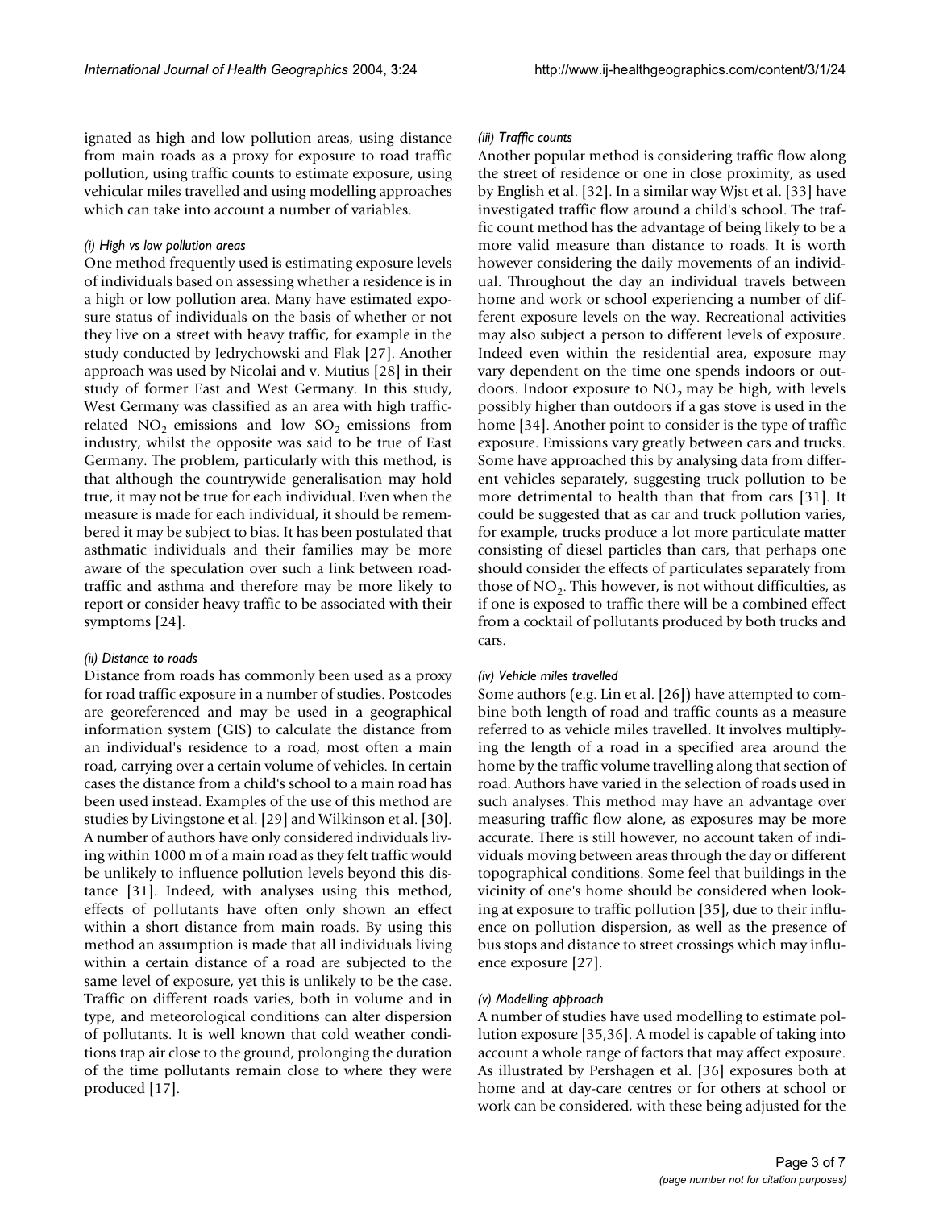ignated as high and low pollution areas, using distance from main roads as a proxy for exposure to road traffic pollution, using traffic counts to estimate exposure, using vehicular miles travelled and using modelling approaches which can take into account a number of variables.

#### *(i) High vs low pollution areas*

One method frequently used is estimating exposure levels of individuals based on assessing whether a residence is in a high or low pollution area. Many have estimated exposure status of individuals on the basis of whether or not they live on a street with heavy traffic, for example in the study conducted by Jedrychowski and Flak [27]. Another approach was used by Nicolai and v. Mutius [28] in their study of former East and West Germany. In this study, West Germany was classified as an area with high traffic-related $NO_2$ emissions and low $SO_2$ emissions from industry, whilst the opposite was said to be true of East Germany. The problem, particularly with this method, is that although the countrywide generalisation may hold true, it may not be true for each individual. Even when the measure is made for each individual, it should be remembered it may be subject to bias. It has been postulated that asthmatic individuals and their families may be more aware of the speculation over such a link between road-traffic and asthma and therefore may be more likely to report or consider heavy traffic to be associated with their symptoms [24].

#### *(ii) Distance to roads*

Distance from roads has commonly been used as a proxy for road traffic exposure in a number of studies. Postcodes are georeferenced and may be used in a geographical information system (GIS) to calculate the distance from an individual's residence to a road, most often a main road, carrying over a certain volume of vehicles. In certain cases the distance from a child's school to a main road has been used instead. Examples of the use of this method are studies by Livingstone et al. [29] and Wilkinson et al. [30]. A number of authors have only considered individuals living within 1000 m of a main road as they felt traffic would be unlikely to influence pollution levels beyond this distance [31]. Indeed, with analyses using this method, effects of pollutants have often only shown an effect within a short distance from main roads. By using this method an assumption is made that all individuals living within a certain distance of a road are subjected to the same level of exposure, yet this is unlikely to be the case. Traffic on different roads varies, both in volume and in type, and meteorological conditions can alter dispersion of pollutants. It is well known that cold weather conditions trap air close to the ground, prolonging the duration of the time pollutants remain close to where they were produced [17].

#### *(iii) Traffic counts*

Another popular method is considering traffic flow along the street of residence or one in close proximity, as used by English et al. [32]. In a similar way Wjst et al. [33] have investigated traffic flow around a child's school. The traffic count method has the advantage of being likely to be a more valid measure than distance to roads. It is worth however considering the daily movements of an individual. Throughout the day an individual travels between home and work or school experiencing a number of different exposure levels on the way. Recreational activities may also subject a person to different levels of exposure. Indeed even within the residential area, exposure may vary dependent on the time one spends indoors or outdoors. Indoor exposure to $NO_2$ may be high, with levels possibly higher than outdoors if a gas stove is used in the home [34]. Another point to consider is the type of traffic exposure. Emissions vary greatly between cars and trucks. Some have approached this by analysing data from different vehicles separately, suggesting truck pollution to be more detrimental to health than that from cars [31]. It could be suggested that as car and truck pollution varies, for example, trucks produce a lot more particulate matter consisting of diesel particles than cars, that perhaps one should consider the effects of particulates separately from those of $NO_2$. This however, is not without difficulties, as if one is exposed to traffic there will be a combined effect from a cocktail of pollutants produced by both trucks and cars.

#### *(iv) Vehicle miles travelled*

Some authors (e.g. Lin et al. [26]) have attempted to combine both length of road and traffic counts as a measure referred to as vehicle miles travelled. It involves multiplying the length of a road in a specified area around the home by the traffic volume travelling along that section of road. Authors have varied in the selection of roads used in such analyses. This method may have an advantage over measuring traffic flow alone, as exposures may be more accurate. There is still however, no account taken of individuals moving between areas through the day or different topographical conditions. Some feel that buildings in the vicinity of one's home should be considered when looking at exposure to traffic pollution [35], due to their influence on pollution dispersion, as well as the presence of bus stops and distance to street crossings which may influence exposure [27].

#### *(v) Modelling approach*

A number of studies have used modelling to estimate pollution exposure [35,36]. A model is capable of taking into account a whole range of factors that may affect exposure. As illustrated by Pershagen et al. [36] exposures both at home and at day-care centres or for others at school or work can be considered, with these being adjusted for the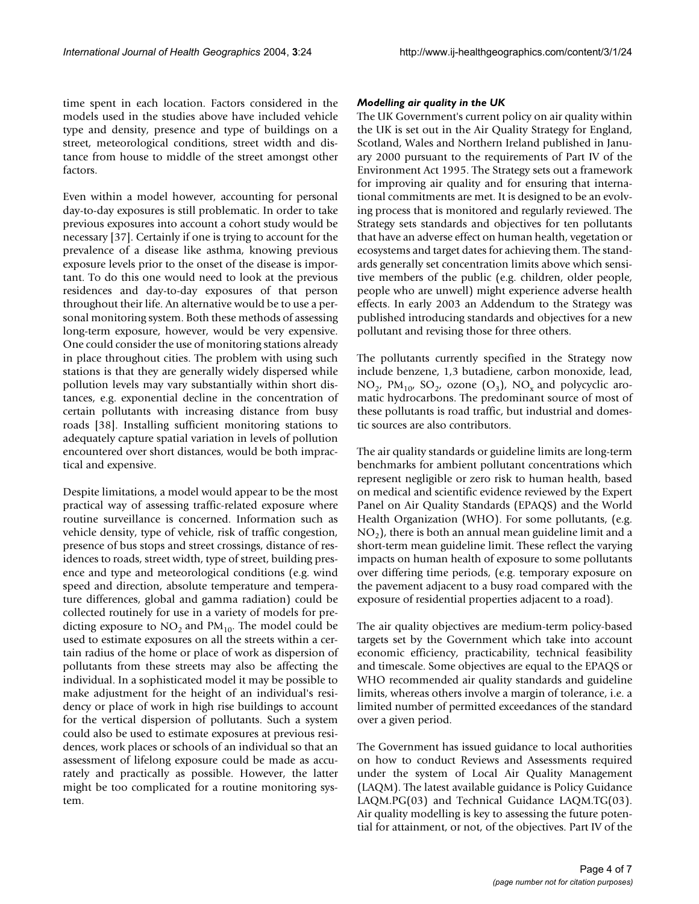time spent in each location. Factors considered in the models used in the studies above have included vehicle type and density, presence and type of buildings on a street, meteorological conditions, street width and distance from house to middle of the street amongst other factors.

Even within a model however, accounting for personal day-to-day exposures is still problematic. In order to take previous exposures into account a cohort study would be necessary [37]. Certainly if one is trying to account for the prevalence of a disease like asthma, knowing previous exposure levels prior to the onset of the disease is important. To do this one would need to look at the previous residences and day-to-day exposures of that person throughout their life. An alternative would be to use a personal monitoring system. Both these methods of assessing long-term exposure, however, would be very expensive. One could consider the use of monitoring stations already in place throughout cities. The problem with using such stations is that they are generally widely dispersed while pollution levels may vary substantially within short distances, e.g. exponential decline in the concentration of certain pollutants with increasing distance from busy roads [38]. Installing sufficient monitoring stations to adequately capture spatial variation in levels of pollution encountered over short distances, would be both impractical and expensive.

Despite limitations, a model would appear to be the most practical way of assessing traffic-related exposure where routine surveillance is concerned. Information such as vehicle density, type of vehicle, risk of traffic congestion, presence of bus stops and street crossings, distance of residences to roads, street width, type of street, building presence and type and meteorological conditions (e.g. wind speed and direction, absolute temperature and temperature differences, global and gamma radiation) could be collected routinely for use in a variety of models for predicting exposure to $NO_2$ and $PM_{10}$. The model could be used to estimate exposures on all the streets within a certain radius of the home or place of work as dispersion of pollutants from these streets may also be affecting the individual. In a sophisticated model it may be possible to make adjustment for the height of an individual's residency or place of work in high rise buildings to account for the vertical dispersion of pollutants. Such a system could also be used to estimate exposures at previous residences, work places or schools of an individual so that an assessment of lifelong exposure could be made as accurately and practically as possible. However, the latter might be too complicated for a routine monitoring system.

### *Modelling air quality in the UK*

The UK Government's current policy on air quality within the UK is set out in the Air Quality Strategy for England, Scotland, Wales and Northern Ireland published in January 2000 pursuant to the requirements of Part IV of the Environment Act 1995. The Strategy sets out a framework for improving air quality and for ensuring that international commitments are met. It is designed to be an evolving process that is monitored and regularly reviewed. The Strategy sets standards and objectives for ten pollutants that have an adverse effect on human health, vegetation or ecosystems and target dates for achieving them. The standards generally set concentration limits above which sensitive members of the public (e.g. children, older people, people who are unwell) might experience adverse health effects. In early 2003 an Addendum to the Strategy was published introducing standards and objectives for a new pollutant and revising those for three others.

The pollutants currently specified in the Strategy now include benzene, 1,3 butadiene, carbon monoxide, lead, $NO_2$, $PM_{10}$, $SO_2$, ozone ($O_3$), $NO_x$ and polycyclic aromatic hydrocarbons. The predominant source of most of these pollutants is road traffic, but industrial and domestic sources are also contributors.

The air quality standards or guideline limits are long-term benchmarks for ambient pollutant concentrations which represent negligible or zero risk to human health, based on medical and scientific evidence reviewed by the Expert Panel on Air Quality Standards (EPAQS) and the World Health Organization (WHO). For some pollutants, (e.g. $NO_2$), there is both an annual mean guideline limit and a short-term mean guideline limit. These reflect the varying impacts on human health of exposure to some pollutants over differing time periods, (e.g. temporary exposure on the pavement adjacent to a busy road compared with the exposure of residential properties adjacent to a road).

The air quality objectives are medium-term policy-based targets set by the Government which take into account economic efficiency, practicability, technical feasibility and timescale. Some objectives are equal to the EPAQS or WHO recommended air quality standards and guideline limits, whereas others involve a margin of tolerance, i.e. a limited number of permitted exceedances of the standard over a given period.

The Government has issued guidance to local authorities on how to conduct Reviews and Assessments required under the system of Local Air Quality Management (LAQM). The latest available guidance is Policy Guidance LAQM.PG(03) and Technical Guidance LAQM.TG(03). Air quality modelling is key to assessing the future potential for attainment, or not, of the objectives. Part IV of the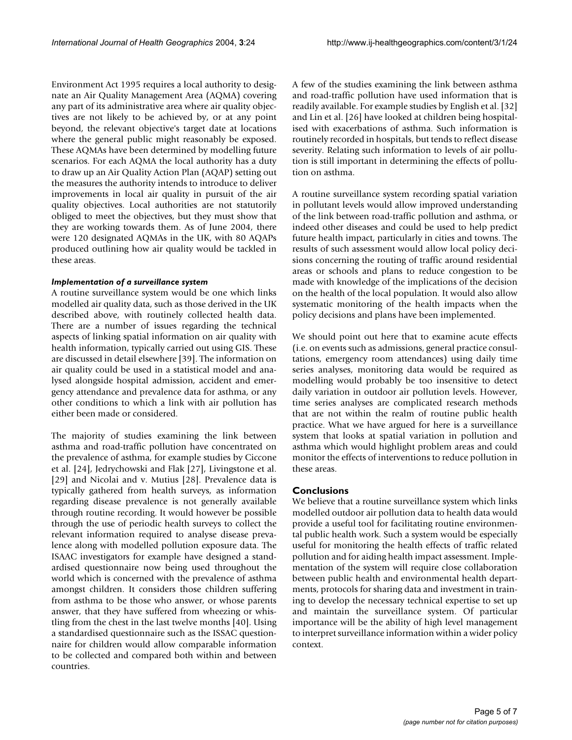Environment Act 1995 requires a local authority to designate an Air Quality Management Area (AQMA) covering any part of its administrative area where air quality objectives are not likely to be achieved by, or at any point beyond, the relevant objective's target date at locations where the general public might reasonably be exposed. These AQMAs have been determined by modelling future scenarios. For each AQMA the local authority has a duty to draw up an Air Quality Action Plan (AQAP) setting out the measures the authority intends to introduce to deliver improvements in local air quality in pursuit of the air quality objectives. Local authorities are not statutorily obliged to meet the objectives, but they must show that they are working towards them. As of June 2004, there were 120 designated AQMAs in the UK, with 80 AQAPs produced outlining how air quality would be tackled in these areas.

### *Implementation of a surveillance system*

A routine surveillance system would be one which links modelled air quality data, such as those derived in the UK described above, with routinely collected health data. There are a number of issues regarding the technical aspects of linking spatial information on air quality with health information, typically carried out using GIS. These are discussed in detail elsewhere [39]. The information on air quality could be used in a statistical model and analysed alongside hospital admission, accident and emergency attendance and prevalence data for asthma, or any other conditions to which a link with air pollution has either been made or considered.

The majority of studies examining the link between asthma and road-traffic pollution have concentrated on the prevalence of asthma, for example studies by Ciccone et al. [24], Jedrychowski and Flak [27], Livingstone et al. [29] and Nicolai and v. Mutius [28]. Prevalence data is typically gathered from health surveys, as information regarding disease prevalence is not generally available through routine recording. It would however be possible through the use of periodic health surveys to collect the relevant information required to analyse disease prevalence along with modelled pollution exposure data. The ISAAC investigators for example have designed a standardised questionnaire now being used throughout the world which is concerned with the prevalence of asthma amongst children. It considers those children suffering from asthma to be those who answer, or whose parents answer, that they have suffered from wheezing or whistling from the chest in the last twelve months [40]. Using a standardised questionnaire such as the ISSAC questionnaire for children would allow comparable information to be collected and compared both within and between countries.

A few of the studies examining the link between asthma and road-traffic pollution have used information that is readily available. For example studies by English et al. [32] and Lin et al. [26] have looked at children being hospitalised with exacerbations of asthma. Such information is routinely recorded in hospitals, but tends to reflect disease severity. Relating such information to levels of air pollution is still important in determining the effects of pollution on asthma.

A routine surveillance system recording spatial variation in pollutant levels would allow improved understanding of the link between road-traffic pollution and asthma, or indeed other diseases and could be used to help predict future health impact, particularly in cities and towns. The results of such assessment would allow local policy decisions concerning the routing of traffic around residential areas or schools and plans to reduce congestion to be made with knowledge of the implications of the decision on the health of the local population. It would also allow systematic monitoring of the health impacts when the policy decisions and plans have been implemented.

We should point out here that to examine acute effects (i.e. on events such as admissions, general practice consultations, emergency room attendances) using daily time series analyses, monitoring data would be required as modelling would probably be too insensitive to detect daily variation in outdoor air pollution levels. However, time series analyses are complicated research methods that are not within the realm of routine public health practice. What we have argued for here is a surveillance system that looks at spatial variation in pollution and asthma which would highlight problem areas and could monitor the effects of interventions to reduce pollution in these areas.

## Conclusions

We believe that a routine surveillance system which links modelled outdoor air pollution data to health data would provide a useful tool for facilitating routine environmental public health work. Such a system would be especially useful for monitoring the health effects of traffic related pollution and for aiding health impact assessment. Implementation of the system will require close collaboration between public health and environmental health departments, protocols for sharing data and investment in training to develop the necessary technical expertise to set up and maintain the surveillance system. Of particular importance will be the ability of high level management to interpret surveillance information within a wider policy context.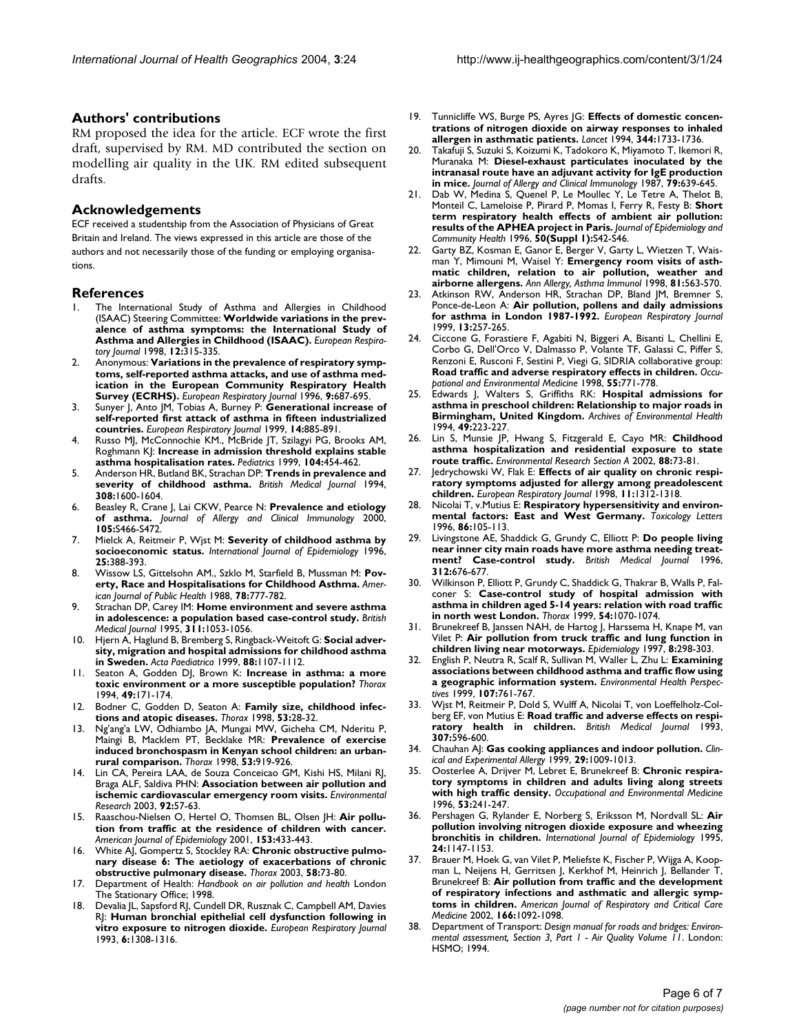## Authors' contributions

RM proposed the idea for the article. ECF wrote the first draft, supervised by RM. MD contributed the section on modelling air quality in the UK. RM edited subsequent drafts.

## Acknowledgements

ECF received a studentship from the Association of Physicians of Great Britain and Ireland. The views expressed in this article are those of the authors and not necessarily those of the funding or employing organisations.

## References

1. The International Study of Asthma and Allergies in Childhood (ISAAC) Steering Committee: **Worldwide variations in the prevalence of asthma symptoms: the International Study of Asthma and Allergies in Childhood (ISAAC).** *European Respiratory Journal* 1998, **12:**315-335.
2. Anonymous: **Variations in the prevalence of respiratory symptoms, self-reported asthma attacks, and use of asthma medication in the European Community Respiratory Health Survey (ECRHS).** *European Respiratory Journal* 1996, **9:**687-695.
3. Sunyer J, Anto JM, Tobias A, Burney P: **Generational increase of self-reported first attack of asthma in fifteen industrialized countries.** *European Respiratory Journal* 1999, **14:**885-891.
4. Russo MJ, McConnochie KM., McBride JT, Szilagyi PG, Brooks AM, Roghmann KJ: **Increase in admission threshold explains stable asthma hospitalisation rates.** *Pediatrics* 1999, **104:**454-462.
5. Anderson HR, Butland BK, Strachan DP: **Trends in prevalence and severity of childhood asthma.** *British Medical Journal* 1994, **308:**1600-1604.
6. Beasley R, Crane J, Lai CKW, Pearce N: **Prevalence and etiology of asthma.** *Journal of Allergy and Clinical Immunology* 2000, **105:**S466-S472.
7. Mielck A, Reitmeir P, Wjst M: **Severity of childhood asthma by socioeconomic status.** *International Journal of Epidemiology* 1996, **25:**388-393.
8. Wissow LS, Gittelsohn AM., Szklo M, Starfield B, Mussman M: **Poverty, Race and Hospitalisations for Childhood Asthma.** *American Journal of Public Health* 1988, **78:**777-782.
9. Strachan DP, Carey IM: **Home environment and severe asthma in adolescence: a population based case-control study.** *British Medical Journal* 1995, **311:**1053-1056.
10. Hjern A, Haglund B, Bremberg S, Ringback-Weitoft G: **Social adversity, migration and hospital admissions for childhood asthma in Sweden.** *Acta Paediatrica* 1999, **88:**1107-1112.
11. Seaton A, Godden DJ, Brown K: **Increase in asthma: a more toxic environment or a more susceptible population?** *Thorax* 1994, **49:**171-174.
12. Bodner C, Godden D, Seaton A: **Family size, childhood infections and atopic diseases.** *Thorax* 1998, **53:**28-32.
13. Ng'ang'a LW, Odhiambo JA, Mungai MW, Gicheha CM, Nderitu P, Maingi B, Macklem PT, Becklake MR: **Prevalence of exercise induced bronchospasm in Kenyan school children: an urban-rural comparison.** *Thorax* 1998, **53:**919-926.
14. Lin CA, Pereira LAA, de Souza Conceicao GM, Kishi HS, Milani RJ, Braga ALF, Saldiva PHN: **Association between air pollution and ischemic cardiovascular emergency room visits.** *Environmental Research* 2003, **92:**57-63.
15. Raaschou-Nielsen O, Hertel O, Thomsen BL, Olsen JH: **Air pollution from traffic at the residence of children with cancer.** *American Journal of Epidemiology* 2001, **153:**433-443.
16. White AJ, Gompertz S, Stockley RA: **Chronic obstructive pulmonary disease 6: The aetiology of exacerbations of chronic obstructive pulmonary disease.** *Thorax* 2003, **58:**73-80.
17. Department of Health: *Handbook on air pollution and health* London The Stationary Office; 1998.
18. Devalia JL, Sapsford RJ, Cundell DR, Rusznak C, Campbell AM, Davies RJ: **Human bronchial epithelial cell dysfunction following in vitro exposure to nitrogen dioxide.** *European Respiratory Journal* 1993, **6:**1308-1316.
19. Tunnicliffe WS, Burge PS, Ayres JG: **Effects of domestic concentrations of nitrogen dioxide on airway responses to inhaled allergen in asthmatic patients.** *Lancet* 1994, **344:**1733-1736.
20. Takafuji S, Suzuki S, Koizumi K, Tadokoro K, Miyamoto T, Ikemori R, Muranaka M: **Diesel-exhaust particulates inoculated by the intranasal route have an adjuvant activity for IgE production in mice.** *Journal of Allergy and Clinical Immunology* 1987, **79:**639-645.
21. Dab W, Medina S, Quenel P, Le Moullec Y, Le Tetre A, Thelot B, Monteil C, Lameloise P, Pirard P, Momas I, Ferry R, Festy B: **Short term respiratory health effects of ambient air pollution: results of the APHEA project in Paris.** *Journal of Epidemiology and Community Health* 1996, **50(Suppl 1):**S42-S46.
22. Garty BZ, Kosman E, Ganor E, Berger V, Garty L, Wietzen T, Waisman Y, Mimouni M, Waisel Y: **Emergency room visits of asthmatic children, relation to air pollution, weather and airborne allergens.** *Ann Allergy, Asthma Immunol* 1998, **81:**563-570.
23. Atkinson RW, Anderson HR, Strachan DP, Bland JM, Bremner S, Ponce-de-Leon A: **Air pollution, pollens and daily admissions for asthma in London 1987-1992.** *European Respiratory Journal* 1999, **13:**257-265.
24. Ciccone G, Forastiere F, Agabiti N, Biggeri A, Bisanti L, Chellini E, Corbo G, Dell'Orco V, Dalmasso P, Volante TF, Galassi C, Piffer S, Renzoni E, Rusconi F, Sestini P, Viegi G, SIDRIA collaborative group: **Road traffic and adverse respiratory effects in children.** *Occupational and Environmental Medicine* 1998, **55:**771-778.
25. Edwards J, Walters S, Griffiths RK: **Hospital admissions for asthma in preschool children: Relationship to major roads in Birmingham, United Kingdom.** *Archives of Environmental Health* 1994, **49:**223-227.
26. Lin S, Munsie JP, Hwang S, Fitzgerald E, Cayo MR: **Childhood asthma hospitalization and residential exposure to state route traffic.** *Environmental Research Section A* 2002, **88:**73-81.
27. Jedrychowski W, Flak E: **Effects of air quality on chronic respiratory symptoms adjusted for allergy among preadolescent children.** *European Respiratory Journal* 1998, **11:**1312-1318.
28. Nicolai T, v.Mutius E: **Respiratory hypersensitivity and environmental factors: East and West Germany.** *Toxicology Letters* 1996, **86:**105-113.
29. Livingstone AE, Shaddick G, Grundy C, Elliott P: **Do people living near inner city main roads have more asthma needing treatment? Case-control study.** *British Medical Journal* 1996, **312:**676-677.
30. Wilkinson P, Elliott P, Grundy C, Shaddick G, Thakrar B, Walls P, Falconer S: **Case-control study of hospital admission with asthma in children aged 5-14 years: relation with road traffic in north west London.** *Thorax* 1999, **54:**1070-1074.
31. Brunekreef B, Janssen NAH, de Hartog J, Harssema H, Knape M, van Vilet P: **Air pollution from truck traffic and lung function in children living near motorways.** *Epidemiology* 1997, **8:**298-303.
32. English P, Neutra R, Scalf R, Sullivan M, Waller L, Zhu L: **Examining associations between childhood asthma and traffic flow using a geographic information system.** *Environmental Health Perspectives* 1999, **107:**761-767.
33. Wjst M, Reitmeir P, Dold S, Wulff A, Nicolai T, von Loeffelholz-Colberg EF, von Mutius E: **Road traffic and adverse effects on respiratory health in children.** *British Medical Journal* 1993, **307:**596-600.
34. Chauhan AJ: **Gas cooking appliances and indoor pollution.** *Clinical and Experimental Allergy* 1999, **29:**1009-1013.
35. Oosterlee A, Drijver M, Lebret E, Brunekreef B: **Chronic respiratory symptoms in children and adults living along streets with high traffic density.** *Occupational and Environmental Medicine* 1996, **53:**241-247.
36. Pershagen G, Rylander E, Norberg S, Eriksson M, Nordvall SL: **Air pollution involving nitrogen dioxide exposure and wheezing bronchitis in children.** *International Journal of Epidemiology* 1995, **24:**1147-1153.
37. Brauer M, Hoek G, van Vilet P, Meliefste K, Fischer P, Wijga A, Koopman L, Neijens H, Gerritsen J, Kerkhof M, Heinrich J, Bellander T, Brunekreef B: **Air pollution from traffic and the development of respiratory infections and asthmatic and allergic symptoms in children.** *American Journal of Respiratory and Critical Care Medicine* 2002, **166:**1092-1098.
38. Department of Transport: *Design manual for roads and bridges: Environmental assessment, Section 3, Part 1 - Air Quality Volume 11.* London: HSMO; 1994.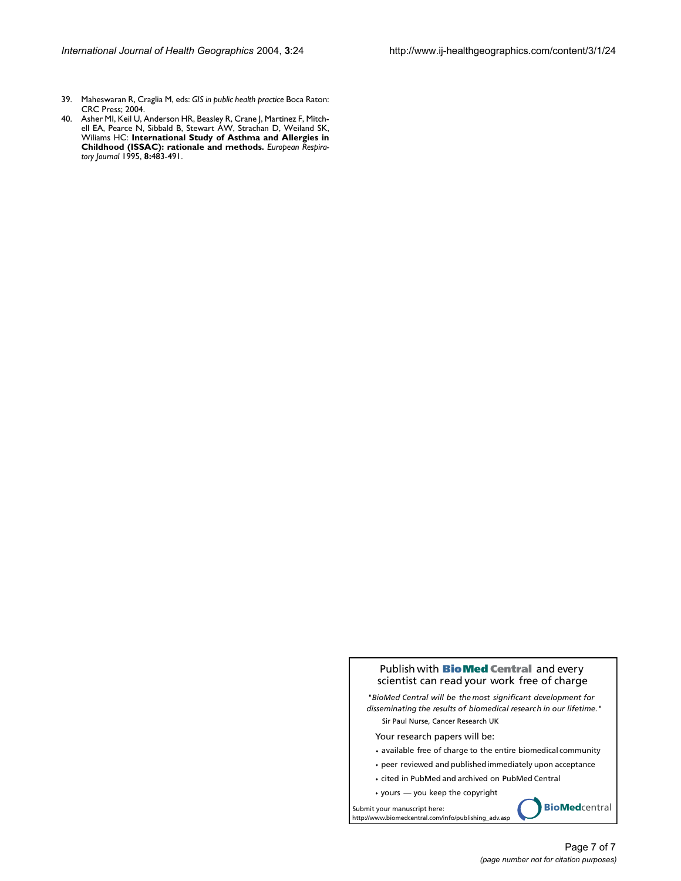39. Maheswaran R, Craglia M, eds: *GIS in public health practice* Boca Raton: CRC Press; 2004.
40. Asher MI, Keil U, Anderson HR, Beasley R, Crane J, Martinez F, Mitchell EA, Pearce N, Sibbald B, Stewart AW, Strachan D, Weiland SK, Wiliams HC: **International Study of Asthma and Allergies in Childhood (ISSAC): rationale and methods.** *European Respiratory Journal* 1995, **8:**483-491.

Publish with **BioMed Central** and every scientist can read your work free of charge

*"BioMed Central will be the most significant development for disseminating the results of biomedical research in our lifetime."*

Sir Paul Nurse, Cancer Research UK

Your research papers will be:

- available free of charge to the entire biomedical community
- peer reviewed and published immediately upon acceptance
- cited in PubMed and archived on PubMed Central
- yours — you keep the copyright

Submit your manuscript here:
http://www.biomedcentral.com/info/publishing_adv.asp

**BioMed**central